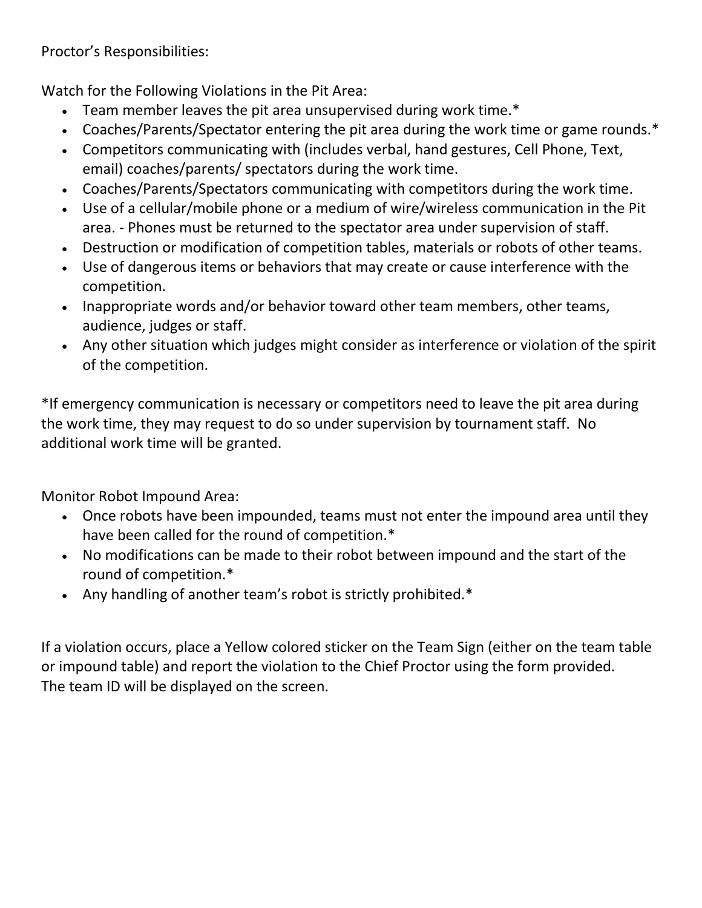Proctor's Responsibilities:

Watch for the Following Violations in the Pit Area:

- Team member leaves the pit area unsupervised during work time.*
- Coaches/Parents/Spectator entering the pit area during the work time or game rounds.*
- Competitors communicating with (includes verbal, hand gestures, Cell Phone, Text, email) coaches/parents/ spectators during the work time.
- Coaches/Parents/Spectators communicating with competitors during the work time.
- Use of a cellular/mobile phone or a medium of wire/wireless communication in the Pit area. - Phones must be returned to the spectator area under supervision of staff.
- Destruction or modification of competition tables, materials or robots of other teams.
- Use of dangerous items or behaviors that may create or cause interference with the competition.
- Inappropriate words and/or behavior toward other team members, other teams, audience, judges or staff.
- Any other situation which judges might consider as interference or violation of the spirit of the competition.

*If emergency communication is necessary or competitors need to leave the pit area during the work time, they may request to do so under supervision by tournament staff. No additional work time will be granted.

Monitor Robot Impound Area:

- Once robots have been impounded, teams must not enter the impound area until they have been called for the round of competition.*
- No modifications can be made to their robot between impound and the start of the round of competition.*
- Any handling of another team's robot is strictly prohibited.*

If a violation occurs, place a Yellow colored sticker on the Team Sign (either on the team table or impound table) and report the violation to the Chief Proctor using the form provided.
The team ID will be displayed on the screen.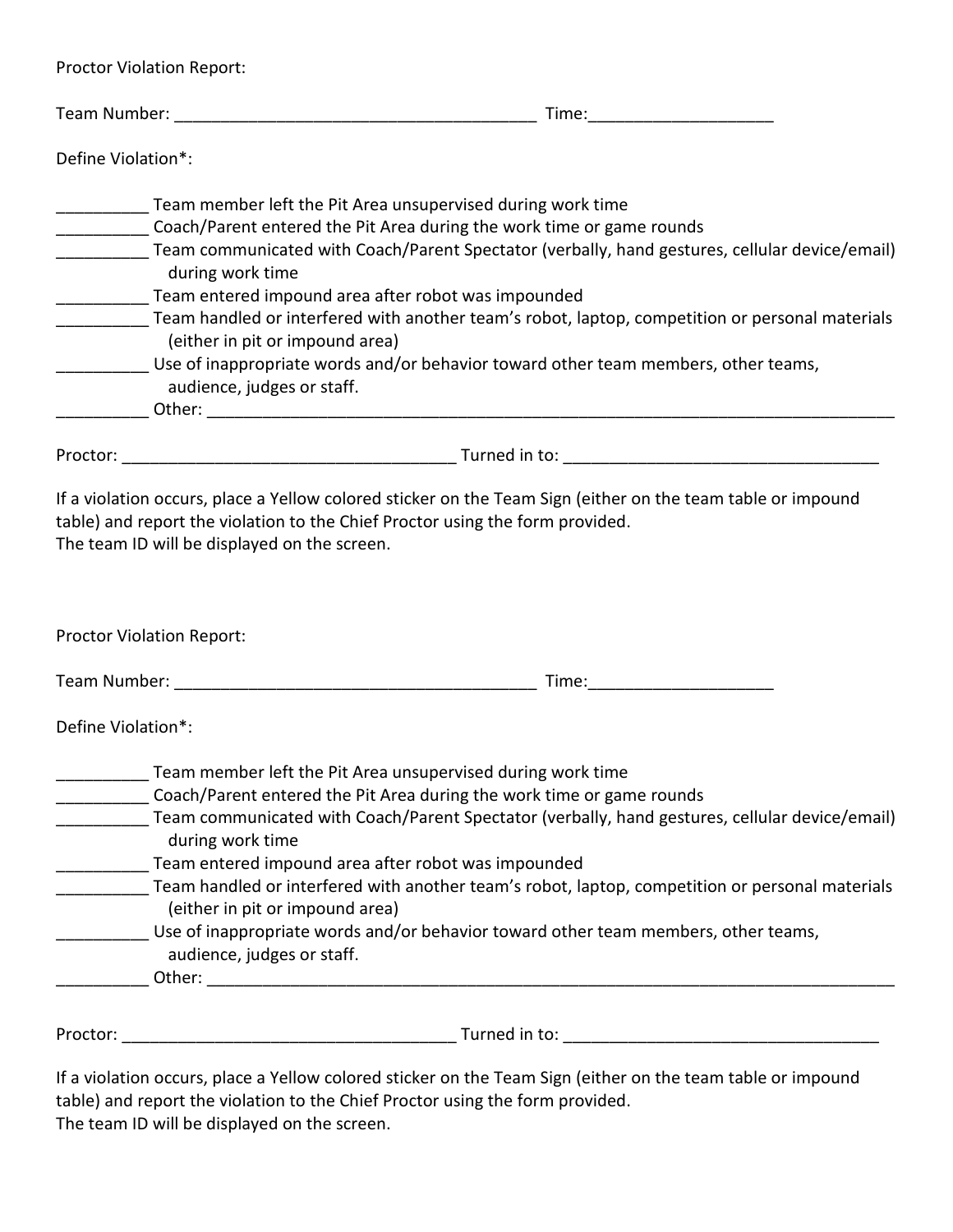Proctor Violation Report:

Team Number: ________________________________________ Time:____________________

Define Violation*:

__________ Team member left the Pit Area unsupervised during work time
__________ Coach/Parent entered the Pit Area during the work time or game rounds
__________ Team communicated with Coach/Parent Spectator (verbally, hand gestures, cellular device/email) during work time
__________ Team entered impound area after robot was impounded
__________ Team handled or interfered with another team's robot, laptop, competition or personal materials (either in pit or impound area)
__________ Use of inappropriate words and/or behavior toward other team members, other teams, audience, judges or staff.
__________ Other: ______________________________________________________________________________

Proctor: _____________________________________ Turned in to: __________________________________

If a violation occurs, place a Yellow colored sticker on the Team Sign (either on the team table or impound table) and report the violation to the Chief Proctor using the form provided.
The team ID will be displayed on the screen.

Proctor Violation Report:

Team Number: ________________________________________ Time:____________________

Define Violation*:

__________ Team member left the Pit Area unsupervised during work time
__________ Coach/Parent entered the Pit Area during the work time or game rounds
__________ Team communicated with Coach/Parent Spectator (verbally, hand gestures, cellular device/email) during work time
__________ Team entered impound area after robot was impounded
__________ Team handled or interfered with another team's robot, laptop, competition or personal materials (either in pit or impound area)
__________ Use of inappropriate words and/or behavior toward other team members, other teams, audience, judges or staff.
__________ Other: ______________________________________________________________________________

Proctor: _____________________________________ Turned in to: __________________________________

If a violation occurs, place a Yellow colored sticker on the Team Sign (either on the team table or impound table) and report the violation to the Chief Proctor using the form provided.
The team ID will be displayed on the screen.